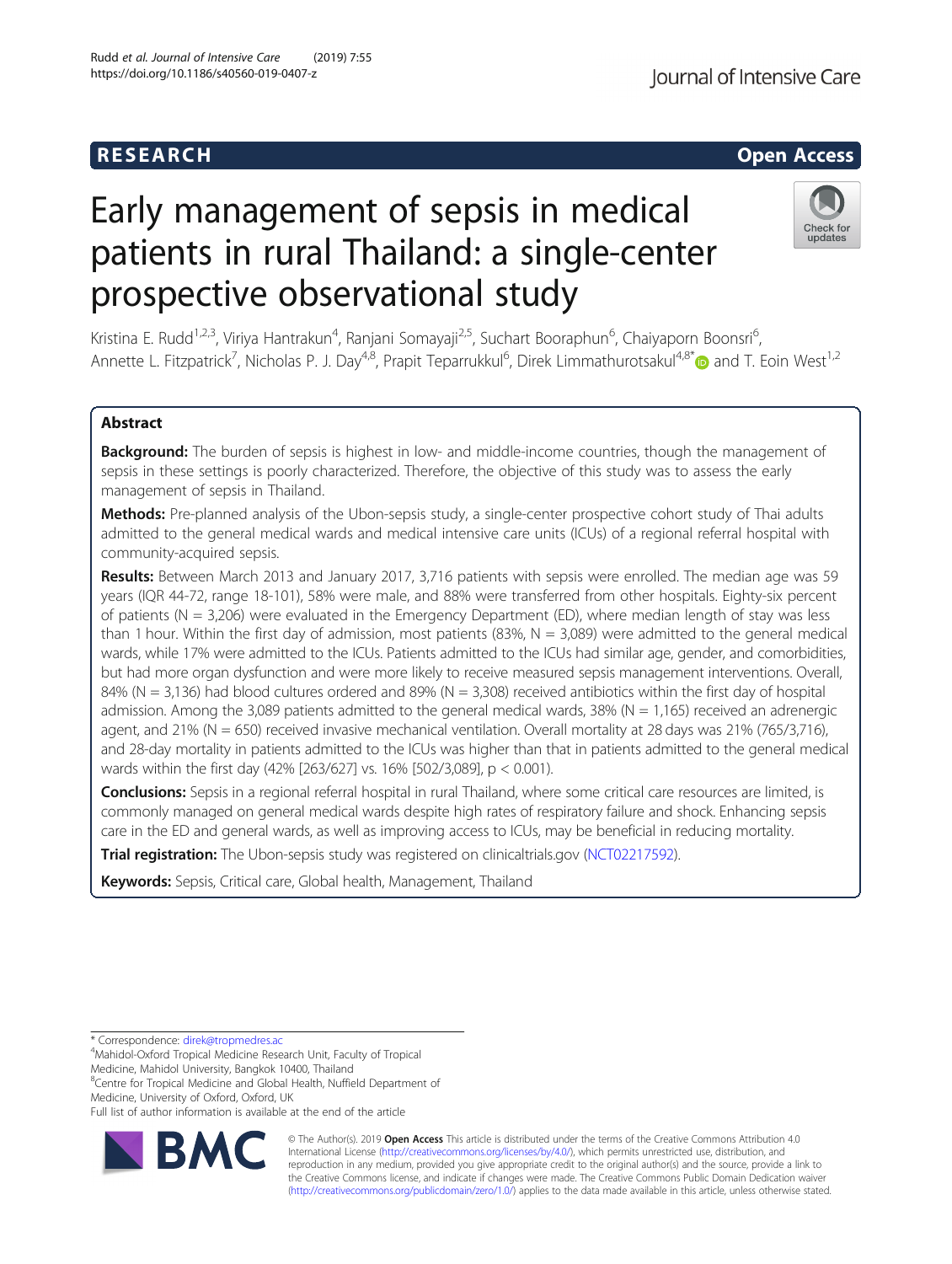RESEARCH

Open Access

# Early management of sepsis in medical patients in rural Thailand: a single-center prospective observational study

Kristina E. Rudd[1,2,3], Viriya Hantrakun[4], Ranjani Somayaji[2,5], Suchart Booraphun[6], Chaiyaporn Boonsri[6], Annette L. Fitzpatrick[7], Nicholas P. J. Day[4,8], Prapit Teparrukkul[6], Direk Limmathurotsakul[4,8*] and T. Eoin West[1,2]

## Abstract

**Background:** The burden of sepsis is highest in low- and middle-income countries, though the management of sepsis in these settings is poorly characterized. Therefore, the objective of this study was to assess the early management of sepsis in Thailand.

**Methods:** Pre-planned analysis of the Ubon-sepsis study, a single-center prospective cohort study of Thai adults admitted to the general medical wards and medical intensive care units (ICUs) of a regional referral hospital with community-acquired sepsis.

**Results:** Between March 2013 and January 2017, 3,716 patients with sepsis were enrolled. The median age was 59 years (IQR 44-72, range 18-101), 58% were male, and 88% were transferred from other hospitals. Eighty-six percent of patients (N = 3,206) were evaluated in the Emergency Department (ED), where median length of stay was less than 1 hour. Within the first day of admission, most patients (83%, N = 3,089) were admitted to the general medical wards, while 17% were admitted to the ICUs. Patients admitted to the ICUs had similar age, gender, and comorbidities, but had more organ dysfunction and were more likely to receive measured sepsis management interventions. Overall, 84% (N = 3,136) had blood cultures ordered and 89% (N = 3,308) received antibiotics within the first day of hospital admission. Among the 3,089 patients admitted to the general medical wards, 38% (N = 1,165) received an adrenergic agent, and 21% (N = 650) received invasive mechanical ventilation. Overall mortality at 28 days was 21% (765/3,716), and 28-day mortality in patients admitted to the ICUs was higher than that in patients admitted to the general medical wards within the first day (42% [263/627] vs. 16% [502/3,089], $p < 0.001$).

**Conclusions:** Sepsis in a regional referral hospital in rural Thailand, where some critical care resources are limited, is commonly managed on general medical wards despite high rates of respiratory failure and shock. Enhancing sepsis care in the ED and general wards, as well as improving access to ICUs, may be beneficial in reducing mortality.

**Trial registration:** The Ubon-sepsis study was registered on clinicaltrials.gov (NCT02217592).

**Keywords:** Sepsis, Critical care, Global health, Management, Thailand

---

* Correspondence: direk@tropmedres.ac

[4]Mahidol-Oxford Tropical Medicine Research Unit, Faculty of Tropical Medicine, Mahidol University, Bangkok 10400, Thailand

[8]Centre for Tropical Medicine and Global Health, Nuffield Department of Medicine, University of Oxford, Oxford, UK

Full list of author information is available at the end of the article

© The Author(s). 2019 **Open Access** This article is distributed under the terms of the Creative Commons Attribution 4.0 International License (http://creativecommons.org/licenses/by/4.0/), which permits unrestricted use, distribution, and reproduction in any medium, provided you give appropriate credit to the original author(s) and the source, provide a link to the Creative Commons license, and indicate if changes were made. The Creative Commons Public Domain Dedication waiver (http://creativecommons.org/publicdomain/zero/1.0/) applies to the data made available in this article, unless otherwise stated.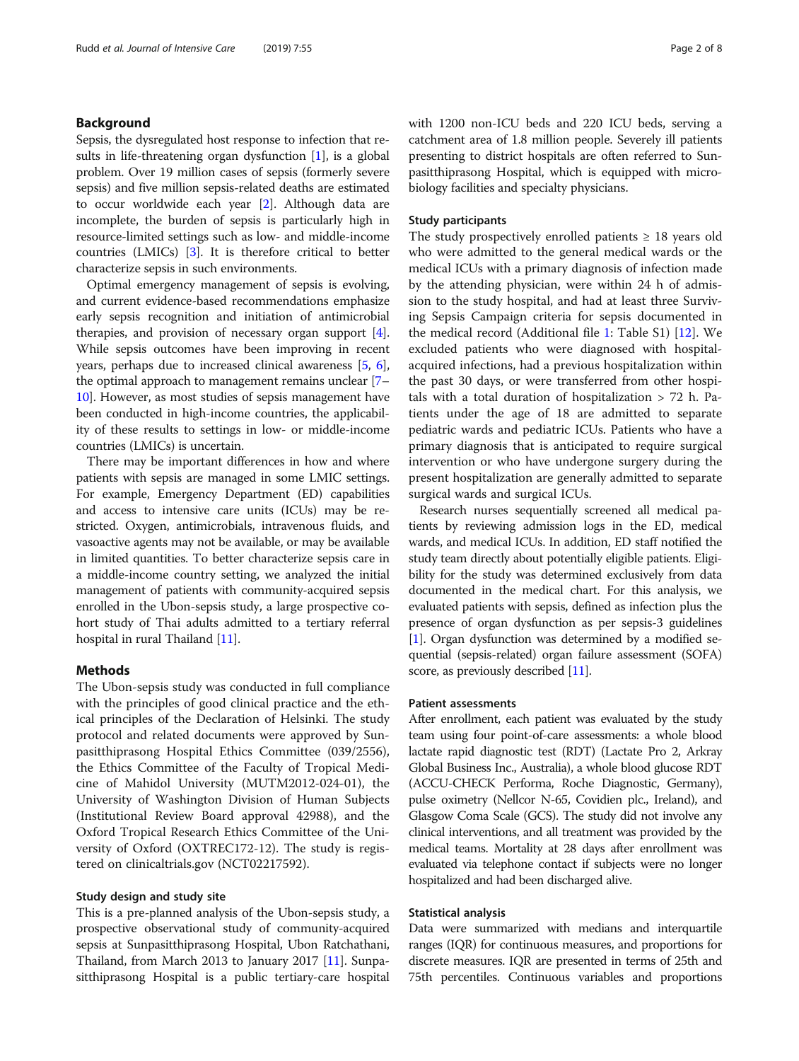## Background

Sepsis, the dysregulated host response to infection that results in life-threatening organ dysfunction [1], is a global problem. Over 19 million cases of sepsis (formerly severe sepsis) and five million sepsis-related deaths are estimated to occur worldwide each year [2]. Although data are incomplete, the burden of sepsis is particularly high in resource-limited settings such as low- and middle-income countries (LMICs) [3]. It is therefore critical to better characterize sepsis in such environments.

Optimal emergency management of sepsis is evolving, and current evidence-based recommendations emphasize early sepsis recognition and initiation of antimicrobial therapies, and provision of necessary organ support [4]. While sepsis outcomes have been improving in recent years, perhaps due to increased clinical awareness [5, 6], the optimal approach to management remains unclear [7–10]. However, as most studies of sepsis management have been conducted in high-income countries, the applicability of these results to settings in low- or middle-income countries (LMICs) is uncertain.

There may be important differences in how and where patients with sepsis are managed in some LMIC settings. For example, Emergency Department (ED) capabilities and access to intensive care units (ICUs) may be restricted. Oxygen, antimicrobials, intravenous fluids, and vasoactive agents may not be available, or may be available in limited quantities. To better characterize sepsis care in a middle-income country setting, we analyzed the initial management of patients with community-acquired sepsis enrolled in the Ubon-sepsis study, a large prospective cohort study of Thai adults admitted to a tertiary referral hospital in rural Thailand [11].

## Methods

The Ubon-sepsis study was conducted in full compliance with the principles of good clinical practice and the ethical principles of the Declaration of Helsinki. The study protocol and related documents were approved by Sunpasitthiprasong Hospital Ethics Committee (039/2556), the Ethics Committee of the Faculty of Tropical Medicine of Mahidol University (MUTM2012-024-01), the University of Washington Division of Human Subjects (Institutional Review Board approval 42988), and the Oxford Tropical Research Ethics Committee of the University of Oxford (OXTREC172-12). The study is registered on clinicaltrials.gov (NCT02217592).

### Study design and study site

This is a pre-planned analysis of the Ubon-sepsis study, a prospective observational study of community-acquired sepsis at Sunpasitthiprasong Hospital, Ubon Ratchathani, Thailand, from March 2013 to January 2017 [11]. Sunpasitthiprasong Hospital is a public tertiary-care hospital with 1200 non-ICU beds and 220 ICU beds, serving a catchment area of 1.8 million people. Severely ill patients presenting to district hospitals are often referred to Sunpasitthiprasong Hospital, which is equipped with microbiology facilities and specialty physicians.

### Study participants

The study prospectively enrolled patients ≥ 18 years old who were admitted to the general medical wards or the medical ICUs with a primary diagnosis of infection made by the attending physician, were within 24 h of admission to the study hospital, and had at least three Surviving Sepsis Campaign criteria for sepsis documented in the medical record (Additional file 1: Table S1) [12]. We excluded patients who were diagnosed with hospital-acquired infections, had a previous hospitalization within the past 30 days, or were transferred from other hospitals with a total duration of hospitalization > 72 h. Patients under the age of 18 are admitted to separate pediatric wards and pediatric ICUs. Patients who have a primary diagnosis that is anticipated to require surgical intervention or who have undergone surgery during the present hospitalization are generally admitted to separate surgical wards and surgical ICUs.

Research nurses sequentially screened all medical patients by reviewing admission logs in the ED, medical wards, and medical ICUs. In addition, ED staff notified the study team directly about potentially eligible patients. Eligibility for the study was determined exclusively from data documented in the medical chart. For this analysis, we evaluated patients with sepsis, defined as infection plus the presence of organ dysfunction as per sepsis-3 guidelines [1]. Organ dysfunction was determined by a modified sequential (sepsis-related) organ failure assessment (SOFA) score, as previously described [11].

### Patient assessments

After enrollment, each patient was evaluated by the study team using four point-of-care assessments: a whole blood lactate rapid diagnostic test (RDT) (Lactate Pro 2, Arkray Global Business Inc., Australia), a whole blood glucose RDT (ACCU-CHECK Performa, Roche Diagnostic, Germany), pulse oximetry (Nellcor N-65, Covidien plc., Ireland), and Glasgow Coma Scale (GCS). The study did not involve any clinical interventions, and all treatment was provided by the medical teams. Mortality at 28 days after enrollment was evaluated via telephone contact if subjects were no longer hospitalized and had been discharged alive.

### Statistical analysis

Data were summarized with medians and interquartile ranges (IQR) for continuous measures, and proportions for discrete measures. IQR are presented in terms of 25th and 75th percentiles. Continuous variables and proportions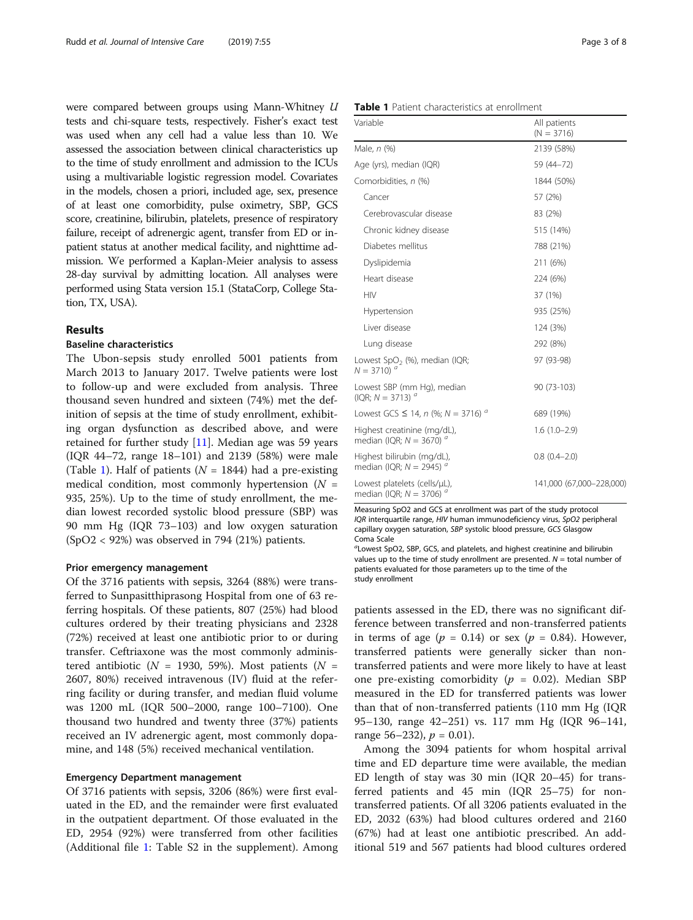were compared between groups using Mann-Whitney *U* tests and chi-square tests, respectively. Fisher's exact test was used when any cell had a value less than 10. We assessed the association between clinical characteristics up to the time of study enrollment and admission to the ICUs using a multivariable logistic regression model. Covariates in the models, chosen a priori, included age, sex, presence of at least one comorbidity, pulse oximetry, SBP, GCS score, creatinine, bilirubin, platelets, presence of respiratory failure, receipt of adrenergic agent, transfer from ED or in-patient status at another medical facility, and nighttime admission. We performed a Kaplan-Meier analysis to assess 28-day survival by admitting location. All analyses were performed using Stata version 15.1 (StataCorp, College Station, TX, USA).

## Results

### Baseline characteristics

The Ubon-sepsis study enrolled 5001 patients from March 2013 to January 2017. Twelve patients were lost to follow-up and were excluded from analysis. Three thousand seven hundred and sixteen (74%) met the definition of sepsis at the time of study enrollment, exhibiting organ dysfunction as described above, and were retained for further study [11]. Median age was 59 years (IQR 44–72, range 18–101) and 2139 (58%) were male (Table 1). Half of patients ($N$ = 1844) had a pre-existing medical condition, most commonly hypertension ($N$ = 935, 25%). Up to the time of study enrollment, the median lowest recorded systolic blood pressure (SBP) was 90 mm Hg (IQR 73–103) and low oxygen saturation (SpO2 < 92%) was observed in 794 (21%) patients.

**Table 1** Patient characteristics at enrollment

| Variable | All patients (N = 3716) |
|---|---|
| Male, *n* (%) | 2139 (58%) |
| Age (yrs), median (IQR) | 59 (44–72) |
| Comorbidities, *n* (%) | 1844 (50%) |
| Cancer | 57 (2%) |
| Cerebrovascular disease | 83 (2%) |
| Chronic kidney disease | 515 (14%) |
| Diabetes mellitus | 788 (21%) |
| Dyslipidemia | 211 (6%) |
| Heart disease | 224 (6%) |
| HIV | 37 (1%) |
| Hypertension | 935 (25%) |
| Liver disease | 124 (3%) |
| Lung disease | 292 (8%) |
| Lowest $SpO_2$ (%), median (IQR; $N$ = 3710) [a] | 97 (93-98) |
| Lowest SBP (mm Hg), median (IQR; $N$ = 3713) [a] | 90 (73-103) |
| Lowest GCS ≤ 14, *n* (%; $N$ = 3716) [a] | 689 (19%) |
| Highest creatinine (mg/dL), median (IQR; $N$ = 3670) [a] | 1.6 (1.0–2.9) |
| Highest bilirubin (mg/dL), median (IQR; $N$ = 2945) [a] | 0.8 (0.4–2.0) |
| Lowest platelets (cells/μL), median (IQR; $N$ = 3706) [a] | 141,000 (67,000–228,000) |

Measuring SpO2 and GCS at enrollment was part of the study protocol
*IQR* interquartile range, *HIV* human immunodeficiency virus, *SpO2* peripheral capillary oxygen saturation, *SBP* systolic blood pressure, *GCS* Glasgow Coma Scale
[a]Lowest SpO2, SBP, GCS, and platelets, and highest creatinine and bilirubin values up to the time of study enrollment are presented. $N$ = total number of patients evaluated for those parameters up to the time of the study enrollment

### Prior emergency management

Of the 3716 patients with sepsis, 3264 (88%) were transferred to Sunpasitthiprasong Hospital from one of 63 referring hospitals. Of these patients, 807 (25%) had blood cultures ordered by their treating physicians and 2328 (72%) received at least one antibiotic prior to or during transfer. Ceftriaxone was the most commonly administered antibiotic ($N$ = 1930, 59%). Most patients ($N$ = 2607, 80%) received intravenous (IV) fluid at the referring facility or during transfer, and median fluid volume was 1200 mL (IQR 500–2000, range 100–7100). One thousand two hundred and twenty three (37%) patients received an IV adrenergic agent, most commonly dopamine, and 148 (5%) received mechanical ventilation.

### Emergency Department management

Of 3716 patients with sepsis, 3206 (86%) were first evaluated in the ED, and the remainder were first evaluated in the outpatient department. Of those evaluated in the ED, 2954 (92%) were transferred from other facilities (Additional file 1: Table S2 in the supplement). Among patients assessed in the ED, there was no significant difference between transferred and non-transferred patients in terms of age ($p$ = 0.14) or sex ($p$ = 0.84). However, transferred patients were generally sicker than non-transferred patients and were more likely to have at least one pre-existing comorbidity ($p$ = 0.02). Median SBP measured in the ED for transferred patients was lower than that of non-transferred patients (110 mm Hg (IQR 95–130, range 42–251) vs. 117 mm Hg (IQR 96–141, range 56–232), $p$ = 0.01).

Among the 3094 patients for whom hospital arrival time and ED departure time were available, the median ED length of stay was 30 min (IQR 20–45) for transferred patients and 45 min (IQR 25–75) for non-transferred patients. Of all 3206 patients evaluated in the ED, 2032 (63%) had blood cultures ordered and 2160 (67%) had at least one antibiotic prescribed. An additional 519 and 567 patients had blood cultures ordered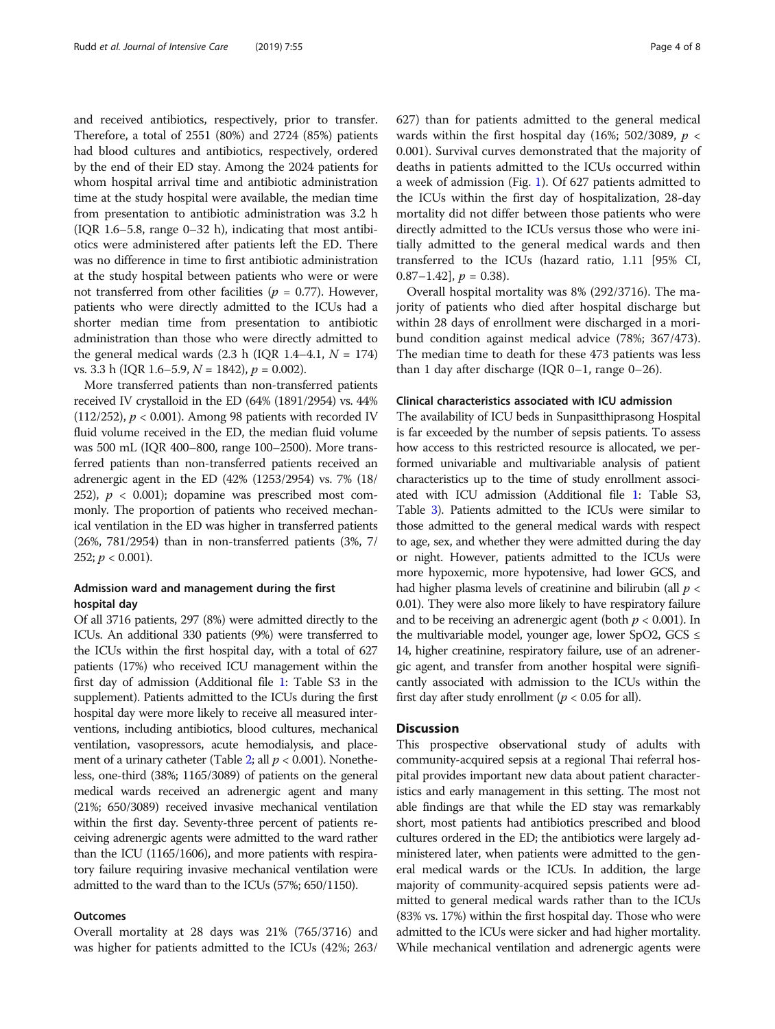and received antibiotics, respectively, prior to transfer. Therefore, a total of 2551 (80%) and 2724 (85%) patients had blood cultures and antibiotics, respectively, ordered by the end of their ED stay. Among the 2024 patients for whom hospital arrival time and antibiotic administration time at the study hospital were available, the median time from presentation to antibiotic administration was 3.2 h (IQR 1.6–5.8, range 0–32 h), indicating that most antibiotics were administered after patients left the ED. There was no difference in time to first antibiotic administration at the study hospital between patients who were or were not transferred from other facilities ($p = 0.77$). However, patients who were directly admitted to the ICUs had a shorter median time from presentation to antibiotic administration than those who were directly admitted to the general medical wards (2.3 h (IQR 1.4–4.1, $N = 174$) vs. 3.3 h (IQR 1.6–5.9, $N = 1842$), $p = 0.002$).

More transferred patients than non-transferred patients received IV crystalloid in the ED (64% (1891/2954) vs. 44% (112/252), $p < 0.001$). Among 98 patients with recorded IV fluid volume received in the ED, the median fluid volume was 500 mL (IQR 400–800, range 100–2500). More transferred patients than non-transferred patients received an adrenergic agent in the ED (42% (1253/2954) vs. 7% (18/252), $p < 0.001$); dopamine was prescribed most commonly. The proportion of patients who received mechanical ventilation in the ED was higher in transferred patients (26%, 781/2954) than in non-transferred patients (3%, 7/252; $p < 0.001$).

### Admission ward and management during the first hospital day

Of all 3716 patients, 297 (8%) were admitted directly to the ICUs. An additional 330 patients (9%) were transferred to the ICUs within the first hospital day, with a total of 627 patients (17%) who received ICU management within the first day of admission (Additional file 1: Table S3 in the supplement). Patients admitted to the ICUs during the first hospital day were more likely to receive all measured interventions, including antibiotics, blood cultures, mechanical ventilation, vasopressors, acute hemodialysis, and placement of a urinary catheter (Table 2; all $p < 0.001$). Nonetheless, one-third (38%; 1165/3089) of patients on the general medical wards received an adrenergic agent and many (21%; 650/3089) received invasive mechanical ventilation within the first day. Seventy-three percent of patients receiving adrenergic agents were admitted to the ward rather than the ICU (1165/1606), and more patients with respiratory failure requiring invasive mechanical ventilation were admitted to the ward than to the ICUs (57%; 650/1150).

### Outcomes

Overall mortality at 28 days was 21% (765/3716) and was higher for patients admitted to the ICUs (42%; 263/627) than for patients admitted to the general medical wards within the first hospital day (16%; 502/3089, $p < 0.001$). Survival curves demonstrated that the majority of deaths in patients admitted to the ICUs occurred within a week of admission (Fig. 1). Of 627 patients admitted to the ICUs within the first day of hospitalization, 28-day mortality did not differ between those patients who were directly admitted to the ICUs versus those who were initially admitted to the general medical wards and then transferred to the ICUs (hazard ratio, 1.11 [95% CI, 0.87–1.42], $p = 0.38$).

Overall hospital mortality was 8% (292/3716). The majority of patients who died after hospital discharge but within 28 days of enrollment were discharged in a moribund condition against medical advice (78%; 367/473). The median time to death for these 473 patients was less than 1 day after discharge (IQR 0–1, range 0–26).

### Clinical characteristics associated with ICU admission

The availability of ICU beds in Sunpasitthiprasong Hospital is far exceeded by the number of sepsis patients. To assess how access to this restricted resource is allocated, we performed univariable and multivariable analysis of patient characteristics up to the time of study enrollment associated with ICU admission (Additional file 1: Table S3, Table 3). Patients admitted to the ICUs were similar to those admitted to the general medical wards with respect to age, sex, and whether they were admitted during the day or night. However, patients admitted to the ICUs were more hypoxemic, more hypotensive, had lower GCS, and had higher plasma levels of creatinine and bilirubin (all $p < 0.01$). They were also more likely to have respiratory failure and to be receiving an adrenergic agent (both $p < 0.001$). In the multivariable model, younger age, lower SpO2, GCS $\leq$ 14, higher creatinine, respiratory failure, use of an adrenergic agent, and transfer from another hospital were significantly associated with admission to the ICUs within the first day after study enrollment ($p < 0.05$ for all).

## Discussion

This prospective observational study of adults with community-acquired sepsis at a regional Thai referral hospital provides important new data about patient characteristics and early management in this setting. The most notable findings are that while the ED stay was remarkably short, most patients had antibiotics prescribed and blood cultures ordered in the ED; the antibiotics were largely administered later, when patients were admitted to the general medical wards or the ICUs. In addition, the large majority of community-acquired sepsis patients were admitted to general medical wards rather than to the ICUs (83% vs. 17%) within the first hospital day. Those who were admitted to the ICUs were sicker and had higher mortality. While mechanical ventilation and adrenergic agents were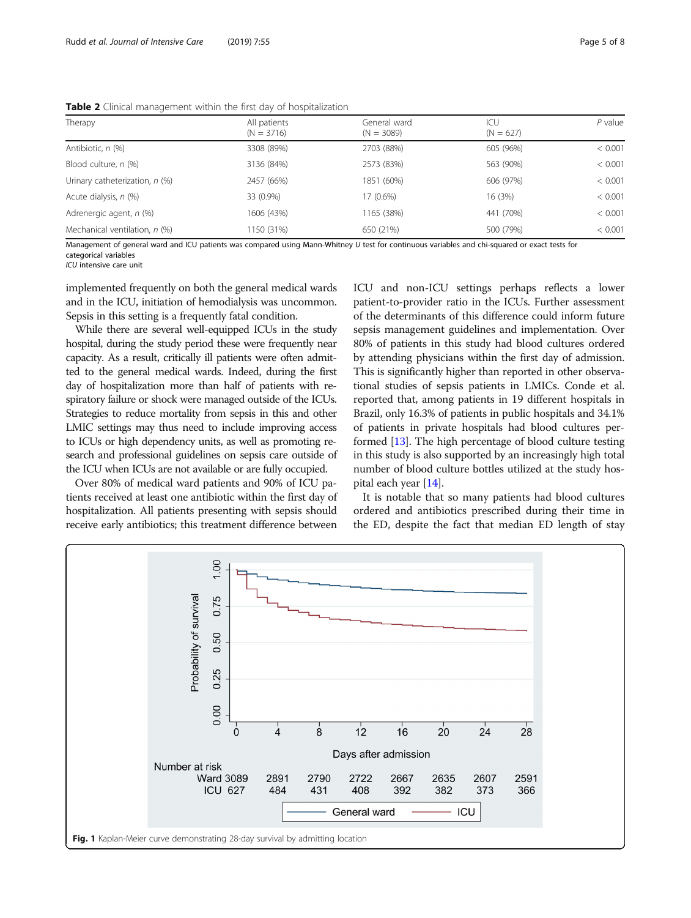**Table 2** Clinical management within the first day of hospitalization

| Therapy | All patients (N = 3716) | General ward (N = 3089) | ICU (N = 627) | P value |
|---|---|---|---|---|
| Antibiotic, n (%) | 3308 (89%) | 2703 (88%) | 605 (96%) | < 0.001 |
| Blood culture, n (%) | 3136 (84%) | 2573 (83%) | 563 (90%) | < 0.001 |
| Urinary catheterization, n (%) | 2457 (66%) | 1851 (60%) | 606 (97%) | < 0.001 |
| Acute dialysis, n (%) | 33 (0.9%) | 17 (0.6%) | 16 (3%) | < 0.001 |
| Adrenergic agent, n (%) | 1606 (43%) | 1165 (38%) | 441 (70%) | < 0.001 |
| Mechanical ventilation, n (%) | 1150 (31%) | 650 (21%) | 500 (79%) | < 0.001 |

Management of general ward and ICU patients was compared using Mann-Whitney *U* test for continuous variables and chi-squared or exact tests for categorical variables
*ICU* intensive care unit

implemented frequently on both the general medical wards and in the ICU, initiation of hemodialysis was uncommon. Sepsis in this setting is a frequently fatal condition.

While there are several well-equipped ICUs in the study hospital, during the study period these were frequently near capacity. As a result, critically ill patients were often admitted to the general medical wards. Indeed, during the first day of hospitalization more than half of patients with respiratory failure or shock were managed outside of the ICUs. Strategies to reduce mortality from sepsis in this and other LMIC settings may thus need to include improving access to ICUs or high dependency units, as well as promoting research and professional guidelines on sepsis care outside of the ICU when ICUs are not available or are fully occupied.

Over 80% of medical ward patients and 90% of ICU patients received at least one antibiotic within the first day of hospitalization. All patients presenting with sepsis should receive early antibiotics; this treatment difference between ICU and non-ICU settings perhaps reflects a lower patient-to-provider ratio in the ICUs. Further assessment of the determinants of this difference could inform future sepsis management guidelines and implementation. Over 80% of patients in this study had blood cultures ordered by attending physicians within the first day of admission. This is significantly higher than reported in other observational studies of sepsis patients in LMICs. Conde et al. reported that, among patients in 19 different hospitals in Brazil, only 16.3% of patients in public hospitals and 34.1% of patients in private hospitals had blood cultures performed [13]. The high percentage of blood culture testing in this study is also supported by an increasingly high total number of blood culture bottles utilized at the study hospital each year [14].

It is notable that so many patients had blood cultures ordered and antibiotics prescribed during their time in the ED, despite the fact that median ED length of stay

**Fig. 1** Kaplan-Meier curve demonstrating 28-day survival by admitting location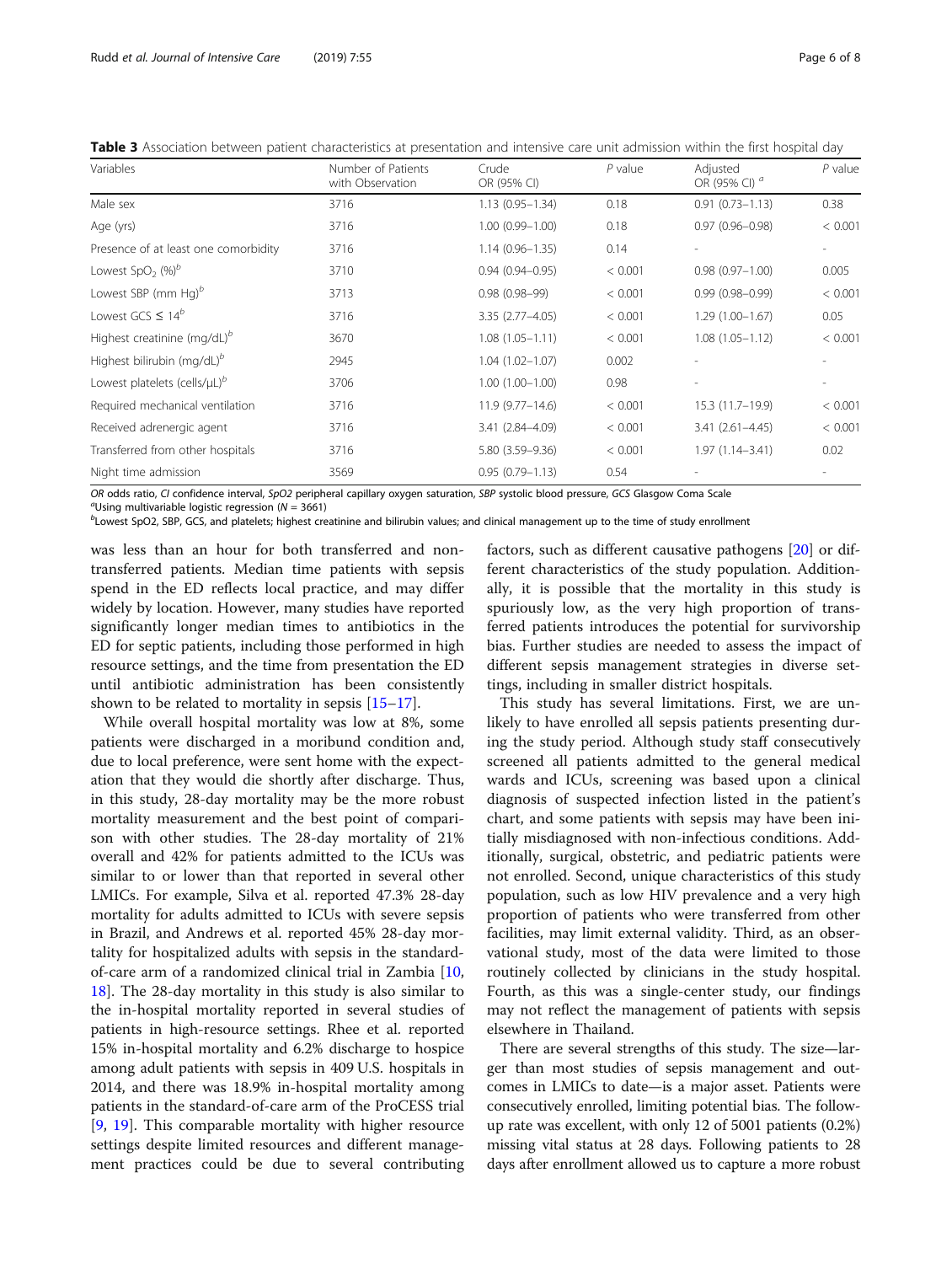**Table 3** Association between patient characteristics at presentation and intensive care unit admission within the first hospital day

| Variables | Number of Patients with Observation | Crude OR (95% CI) | $P$ value | Adjusted OR (95% CI) [a] | $P$ value |
|---|---|---|---|---|---|
| Male sex | 3716 | 1.13 (0.95–1.34) | 0.18 | 0.91 (0.73–1.13) | 0.38 |
| Age (yrs) | 3716 | 1.00 (0.99–1.00) | 0.18 | 0.97 (0.96–0.98) | < 0.001 |
| Presence of at least one comorbidity | 3716 | 1.14 (0.96–1.35) | 0.14 | - | - |
| Lowest $SpO_2$ (%)[b] | 3710 | 0.94 (0.94–0.95) | < 0.001 | 0.98 (0.97–1.00) | 0.005 |
| Lowest SBP (mm Hg)[b] | 3713 | 0.98 (0.98–99) | < 0.001 | 0.99 (0.98–0.99) | < 0.001 |
| Lowest GCS ≤ 14[b] | 3716 | 3.35 (2.77–4.05) | < 0.001 | 1.29 (1.00–1.67) | 0.05 |
| Highest creatinine (mg/dL)[b] | 3670 | 1.08 (1.05–1.11) | < 0.001 | 1.08 (1.05–1.12) | < 0.001 |
| Highest bilirubin (mg/dL)[b] | 2945 | 1.04 (1.02–1.07) | 0.002 | - | - |
| Lowest platelets (cells/μL)[b] | 3706 | 1.00 (1.00–1.00) | 0.98 | - | - |
| Required mechanical ventilation | 3716 | 11.9 (9.77–14.6) | < 0.001 | 15.3 (11.7–19.9) | < 0.001 |
| Received adrenergic agent | 3716 | 3.41 (2.84–4.09) | < 0.001 | 3.41 (2.61–4.45) | < 0.001 |
| Transferred from other hospitals | 3716 | 5.80 (3.59–9.36) | < 0.001 | 1.97 (1.14–3.41) | 0.02 |
| Night time admission | 3569 | 0.95 (0.79–1.13) | 0.54 | - | - |

*OR* odds ratio, *CI* confidence interval, *SpO2* peripheral capillary oxygen saturation, *SBP* systolic blood pressure, *GCS* Glasgow Coma Scale
[a]Using multivariable logistic regression ($N = 3661$)
[b]Lowest SpO2, SBP, GCS, and platelets; highest creatinine and bilirubin values; and clinical management up to the time of study enrollment

was less than an hour for both transferred and non-transferred patients. Median time patients with sepsis spend in the ED reflects local practice, and may differ widely by location. However, many studies have reported significantly longer median times to antibiotics in the ED for septic patients, including those performed in high resource settings, and the time from presentation the ED until antibiotic administration has been consistently shown to be related to mortality in sepsis [15–17].

While overall hospital mortality was low at 8%, some patients were discharged in a moribund condition and, due to local preference, were sent home with the expectation that they would die shortly after discharge. Thus, in this study, 28-day mortality may be the more robust mortality measurement and the best point of comparison with other studies. The 28-day mortality of 21% overall and 42% for patients admitted to the ICUs was similar to or lower than that reported in several other LMICs. For example, Silva et al. reported 47.3% 28-day mortality for adults admitted to ICUs with severe sepsis in Brazil, and Andrews et al. reported 45% 28-day mortality for hospitalized adults with sepsis in the standard-of-care arm of a randomized clinical trial in Zambia [10, 18]. The 28-day mortality in this study is also similar to the in-hospital mortality reported in several studies of patients in high-resource settings. Rhee et al. reported 15% in-hospital mortality and 6.2% discharge to hospice among adult patients with sepsis in 409 U.S. hospitals in 2014, and there was 18.9% in-hospital mortality among patients in the standard-of-care arm of the ProCESS trial [9, 19]. This comparable mortality with higher resource settings despite limited resources and different management practices could be due to several contributing factors, such as different causative pathogens [20] or different characteristics of the study population. Additionally, it is possible that the mortality in this study is spuriously low, as the very high proportion of transferred patients introduces the potential for survivorship bias. Further studies are needed to assess the impact of different sepsis management strategies in diverse settings, including in smaller district hospitals.

This study has several limitations. First, we are unlikely to have enrolled all sepsis patients presenting during the study period. Although study staff consecutively screened all patients admitted to the general medical wards and ICUs, screening was based upon a clinical diagnosis of suspected infection listed in the patient's chart, and some patients with sepsis may have been initially misdiagnosed with non-infectious conditions. Additionally, surgical, obstetric, and pediatric patients were not enrolled. Second, unique characteristics of this study population, such as low HIV prevalence and a very high proportion of patients who were transferred from other facilities, may limit external validity. Third, as an observational study, most of the data were limited to those routinely collected by clinicians in the study hospital. Fourth, as this was a single-center study, our findings may not reflect the management of patients with sepsis elsewhere in Thailand.

There are several strengths of this study. The size—larger than most studies of sepsis management and outcomes in LMICs to date—is a major asset. Patients were consecutively enrolled, limiting potential bias. The follow-up rate was excellent, with only 12 of 5001 patients (0.2%) missing vital status at 28 days. Following patients to 28 days after enrollment allowed us to capture a more robust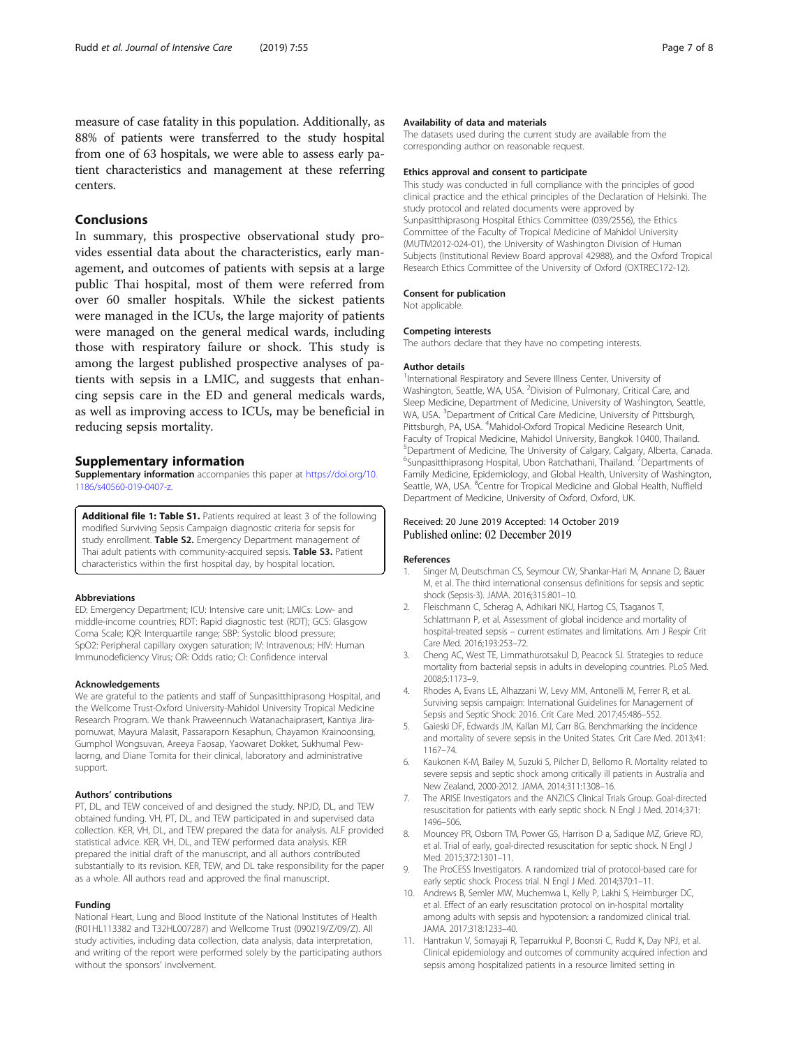measure of case fatality in this population. Additionally, as 88% of patients were transferred to the study hospital from one of 63 hospitals, we were able to assess early patient characteristics and management at these referring centers.

## Conclusions

In summary, this prospective observational study provides essential data about the characteristics, early management, and outcomes of patients with sepsis at a large public Thai hospital, most of them were referred from over 60 smaller hospitals. While the sickest patients were managed in the ICUs, the large majority of patients were managed on the general medical wards, including those with respiratory failure or shock. This study is among the largest published prospective analyses of patients with sepsis in a LMIC, and suggests that enhancing sepsis care in the ED and general medicals wards, as well as improving access to ICUs, may be beneficial in reducing sepsis mortality.

## Supplementary information

**Supplementary information** accompanies this paper at https://doi.org/10.1186/s40560-019-0407-z.

**Additional file 1: Table S1.** Patients required at least 3 of the following modified Surviving Sepsis Campaign diagnostic criteria for sepsis for study enrollment. **Table S2.** Emergency Department management of Thai adult patients with community-acquired sepsis. **Table S3.** Patient characteristics within the first hospital day, by hospital location.

#### Abbreviations

ED: Emergency Department; ICU: Intensive care unit; LMICs: Low- and middle-income countries; RDT: Rapid diagnostic test (RDT); GCS: Glasgow Coma Scale; IQR: Interquartile range; SBP: Systolic blood pressure; SpO2: Peripheral capillary oxygen saturation; IV: Intravenous; HIV: Human Immunodeficiency Virus; OR: Odds ratio; CI: Confidence interval

#### Acknowledgements

We are grateful to the patients and staff of Sunpasitthiprasong Hospital, and the Wellcome Trust-Oxford University-Mahidol University Tropical Medicine Research Program. We thank Praweennuch Watanachaiprasert, Kantiya Jirapornuwat, Mayura Malasit, Passaraporn Kesaphun, Chayamon Krainoonsing, Gumphol Wongsuvan, Areeya Faosap, Yaowaret Dokket, Sukhumal Pewlaorng, and Diane Tomita for their clinical, laboratory and administrative support.

#### Authors' contributions

PT, DL, and TEW conceived of and designed the study. NPJD, DL, and TEW obtained funding. VH, PT, DL, and TEW participated in and supervised data collection. KER, VH, DL, and TEW prepared the data for analysis. ALF provided statistical advice. KER, VH, DL, and TEW performed data analysis. KER prepared the initial draft of the manuscript, and all authors contributed substantially to its revision. KER, TEW, and DL take responsibility for the paper as a whole. All authors read and approved the final manuscript.

#### Funding

National Heart, Lung and Blood Institute of the National Institutes of Health (R01HL113382 and T32HL007287) and Wellcome Trust (090219/Z/09/Z). All study activities, including data collection, data analysis, data interpretation, and writing of the report were performed solely by the participating authors without the sponsors' involvement.

#### Availability of data and materials

The datasets used during the current study are available from the corresponding author on reasonable request.

#### Ethics approval and consent to participate

This study was conducted in full compliance with the principles of good clinical practice and the ethical principles of the Declaration of Helsinki. The study protocol and related documents were approved by Sunpasitthiprasong Hospital Ethics Committee (039/2556), the Ethics Committee of the Faculty of Tropical Medicine of Mahidol University (MUTM2012-024-01), the University of Washington Division of Human Subjects (Institutional Review Board approval 42988), and the Oxford Tropical Research Ethics Committee of the University of Oxford (OXTREC172-12).

#### Consent for publication

Not applicable.

#### Competing interests

The authors declare that they have no competing interests.

#### Author details

[1]International Respiratory and Severe Illness Center, University of Washington, Seattle, WA, USA. [2]Division of Pulmonary, Critical Care, and Sleep Medicine, Department of Medicine, University of Washington, Seattle, WA, USA. [3]Department of Critical Care Medicine, University of Pittsburgh, Pittsburgh, PA, USA. [4]Mahidol-Oxford Tropical Medicine Research Unit, Faculty of Tropical Medicine, Mahidol University, Bangkok 10400, Thailand. [5]Department of Medicine, The University of Calgary, Calgary, Alberta, Canada. [6]Sunpasitthiprasong Hospital, Ubon Ratchathani, Thailand. [7]Departments of Family Medicine, Epidemiology, and Global Health, University of Washington, Seattle, WA, USA. [8]Centre for Tropical Medicine and Global Health, Nuffield Department of Medicine, University of Oxford, Oxford, UK.

Received: 20 June 2019 Accepted: 14 October 2019
Published online: 02 December 2019

#### References

1. Singer M, Deutschman CS, Seymour CW, Shankar-Hari M, Annane D, Bauer M, et al. The third international consensus definitions for sepsis and septic shock (Sepsis-3). JAMA. 2016;315:801–10.
2. Fleischmann C, Scherag A, Adhikari NKJ, Hartog CS, Tsaganos T, Schlattmann P, et al. Assessment of global incidence and mortality of hospital-treated sepsis – current estimates and limitations. Am J Respir Crit Care Med. 2016;193:253–72.
3. Cheng AC, West TE, Limmathurotsakul D, Peacock SJ. Strategies to reduce mortality from bacterial sepsis in adults in developing countries. PLoS Med. 2008;5:1173–9.
4. Rhodes A, Evans LE, Alhazzani W, Levy MM, Antonelli M, Ferrer R, et al. Surviving sepsis campaign: International Guidelines for Management of Sepsis and Septic Shock: 2016. Crit Care Med. 2017;45:486–552.
5. Gaieski DF, Edwards JM, Kallan MJ, Carr BG. Benchmarking the incidence and mortality of severe sepsis in the United States. Crit Care Med. 2013;41:1167–74.
6. Kaukonen K-M, Bailey M, Suzuki S, Pilcher D, Bellomo R. Mortality related to severe sepsis and septic shock among critically ill patients in Australia and New Zealand, 2000-2012. JAMA. 2014;311:1308–16.
7. The ARISE Investigators and the ANZICS Clinical Trials Group. Goal-directed resuscitation for patients with early septic shock. N Engl J Med. 2014;371:1496–506.
8. Mouncey PR, Osborn TM, Power GS, Harrison D a, Sadique MZ, Grieve RD, et al. Trial of early, goal-directed resuscitation for septic shock. N Engl J Med. 2015;372:1301–11.
9. The ProCESS Investigators. A randomized trial of protocol-based care for early septic shock. Process trial. N Engl J Med. 2014;370:1–11.
10. Andrews B, Semler MW, Muchemwa L, Kelly P, Lakhi S, Heimburger DC, et al. Effect of an early resuscitation protocol on in-hospital mortality among adults with sepsis and hypotension: a randomized clinical trial. JAMA. 2017;318:1233–40.
11. Hantrakun V, Somayaji R, Teparrukkul P, Boonsri C, Rudd K, Day NPJ, et al. Clinical epidemiology and outcomes of community acquired infection and sepsis among hospitalized patients in a resource limited setting in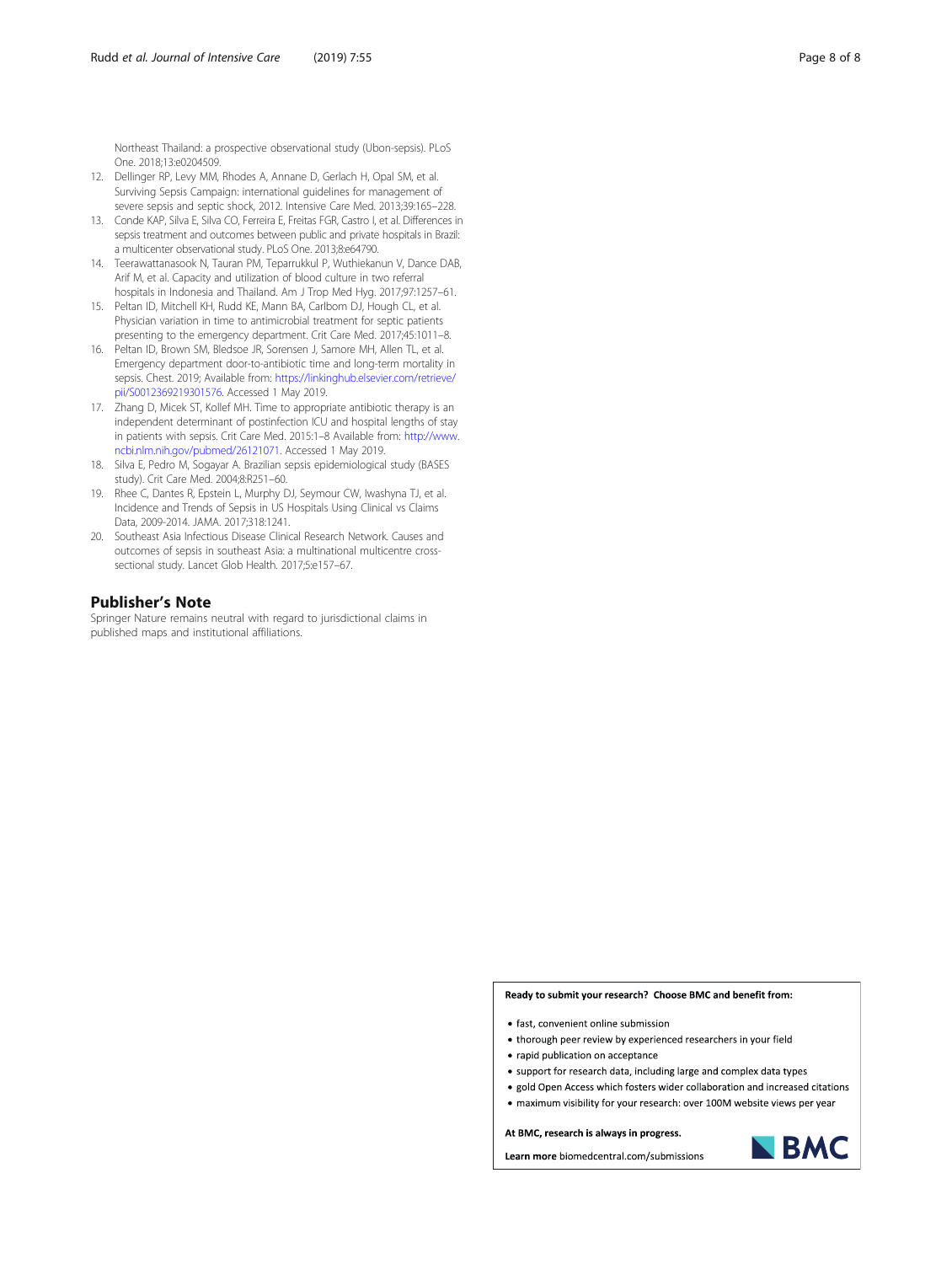Northeast Thailand: a prospective observational study (Ubon-sepsis). PLoS One. 2018;13:e0204509.

12. Dellinger RP, Levy MM, Rhodes A, Annane D, Gerlach H, Opal SM, et al. Surviving Sepsis Campaign: international guidelines for management of severe sepsis and septic shock, 2012. Intensive Care Med. 2013;39:165–228.
13. Conde KAP, Silva E, Silva CO, Ferreira E, Freitas FGR, Castro I, et al. Differences in sepsis treatment and outcomes between public and private hospitals in Brazil: a multicenter observational study. PLoS One. 2013;8:e64790.
14. Teerawattanasook N, Tauran PM, Teparrukkul P, Wuthiekanun V, Dance DAB, Arif M, et al. Capacity and utilization of blood culture in two referral hospitals in Indonesia and Thailand. Am J Trop Med Hyg. 2017;97:1257–61.
15. Peltan ID, Mitchell KH, Rudd KE, Mann BA, Carlbom DJ, Hough CL, et al. Physician variation in time to antimicrobial treatment for septic patients presenting to the emergency department. Crit Care Med. 2017;45:1011–8.
16. Peltan ID, Brown SM, Bledsoe JR, Sorensen J, Samore MH, Allen TL, et al. Emergency department door-to-antibiotic time and long-term mortality in sepsis. Chest. 2019; Available from: https://linkinghub.elsevier.com/retrieve/pii/S0012369219301576. Accessed 1 May 2019.
17. Zhang D, Micek ST, Kollef MH. Time to appropriate antibiotic therapy is an independent determinant of postinfection ICU and hospital lengths of stay in patients with sepsis. Crit Care Med. 2015:1–8 Available from: http://www.ncbi.nlm.nih.gov/pubmed/26121071. Accessed 1 May 2019.
18. Silva E, Pedro M, Sogayar A. Brazilian sepsis epidemiological study (BASES study). Crit Care Med. 2004;8:R251–60.
19. Rhee C, Dantes R, Epstein L, Murphy DJ, Seymour CW, Iwashyna TJ, et al. Incidence and Trends of Sepsis in US Hospitals Using Clinical vs Claims Data, 2009-2014. JAMA. 2017;318:1241.
20. Southeast Asia Infectious Disease Clinical Research Network. Causes and outcomes of sepsis in southeast Asia: a multinational multicentre cross-sectional study. Lancet Glob Health. 2017;5:e157–67.

## Publisher's Note

Springer Nature remains neutral with regard to jurisdictional claims in published maps and institutional affiliations.

**Ready to submit your research? Choose BMC and benefit from:**

- fast, convenient online submission
- thorough peer review by experienced researchers in your field
- rapid publication on acceptance
- support for research data, including large and complex data types
- gold Open Access which fosters wider collaboration and increased citations
- maximum visibility for your research: over 100M website views per year

**At BMC, research is always in progress.**

**Learn more** biomedcentral.com/submissions

BMC